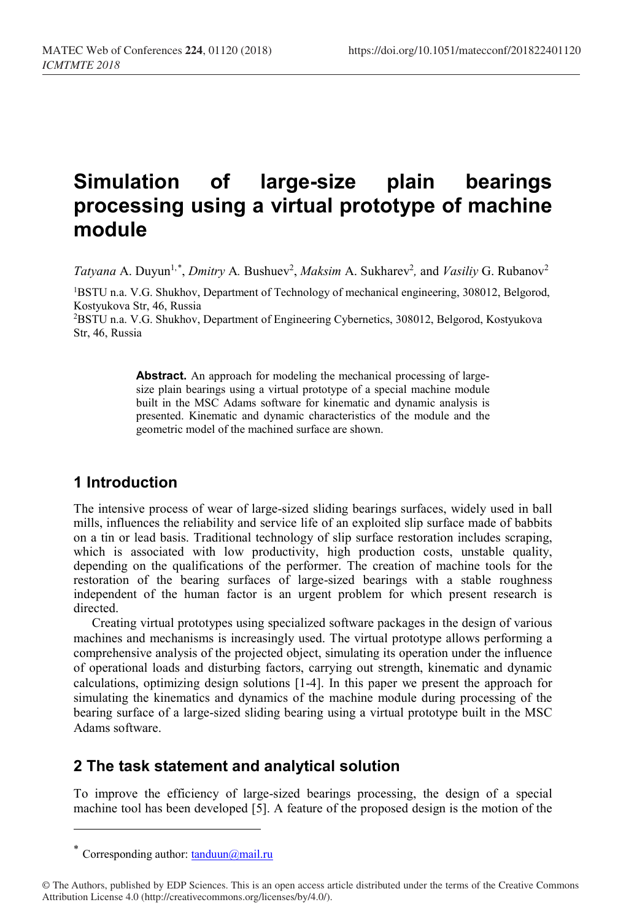# Simulation of large-size plain bearings processing using a virtual prototype of machine module

*Tatyana* A. Duyun[1,*], *Dmitry* A. Bushuev[2], *Maksim* A. Sukharev[2], and *Vasiliy* G. Rubanov[2]

[1]BSTU n.a. V.G. Shukhov, Department of Technology of mechanical engineering, 308012, Belgorod, Kostyukova Str, 46, Russia

[2]BSTU n.a. V.G. Shukhov, Department of Engineering Cybernetics, 308012, Belgorod, Kostyukova Str, 46, Russia

**Abstract.** An approach for modeling the mechanical processing of large-size plain bearings using a virtual prototype of a special machine module built in the MSC Adams software for kinematic and dynamic analysis is presented. Kinematic and dynamic characteristics of the module and the geometric model of the machined surface are shown.

## 1 Introduction

The intensive process of wear of large-sized sliding bearings surfaces, widely used in ball mills, influences the reliability and service life of an exploited slip surface made of babbits on a tin or lead basis. Traditional technology of slip surface restoration includes scraping, which is associated with low productivity, high production costs, unstable quality, depending on the qualifications of the performer. The creation of machine tools for the restoration of the bearing surfaces of large-sized bearings with a stable roughness independent of the human factor is an urgent problem for which present research is directed.

Creating virtual prototypes using specialized software packages in the design of various machines and mechanisms is increasingly used. The virtual prototype allows performing a comprehensive analysis of the projected object, simulating its operation under the influence of operational loads and disturbing factors, carrying out strength, kinematic and dynamic calculations, optimizing design solutions [1-4]. In this paper we present the approach for simulating the kinematics and dynamics of the machine module during processing of the bearing surface of a large-sized sliding bearing using a virtual prototype built in the MSC Adams software.

## 2 The task statement and analytical solution

To improve the efficiency of large-sized bearings processing, the design of a special machine tool has been developed [5]. A feature of the proposed design is the motion of the

* Corresponding author: tanduun@mail.ru

© The Authors, published by EDP Sciences. This is an open access article distributed under the terms of the Creative Commons Attribution License 4.0 (http://creativecommons.org/licenses/by/4.0/).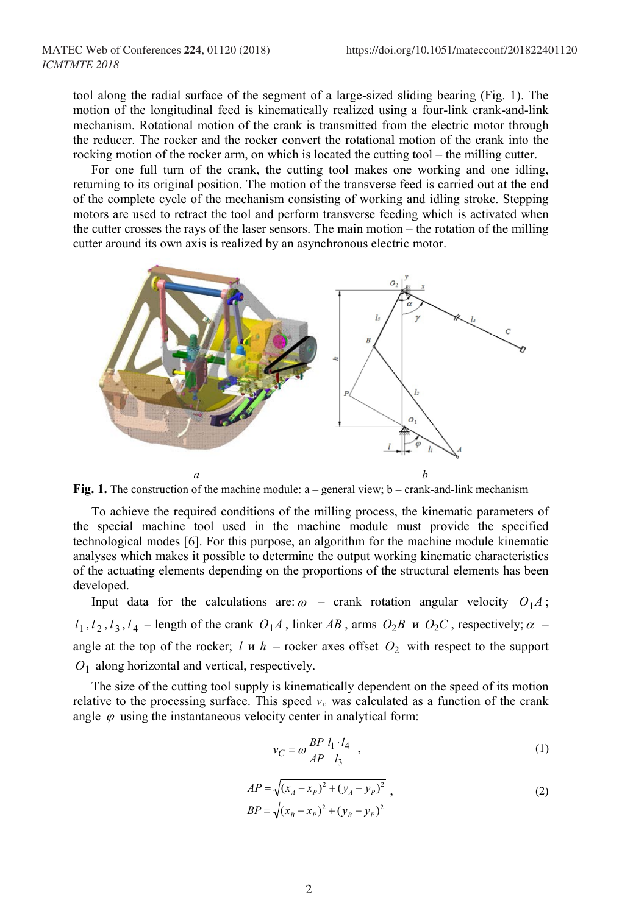tool along the radial surface of the segment of a large-sized sliding bearing (Fig. 1). The motion of the longitudinal feed is kinematically realized using a four-link crank-and-link mechanism. Rotational motion of the crank is transmitted from the electric motor through the reducer. The rocker and the rocker convert the rotational motion of the crank into the rocking motion of the rocker arm, on which is located the cutting tool – the milling cutter.

For one full turn of the crank, the cutting tool makes one working and one idling, returning to its original position. The motion of the transverse feed is carried out at the end of the complete cycle of the mechanism consisting of working and idling stroke. Stepping motors are used to retract the tool and perform transverse feeding which is activated when the cutter crosses the rays of the laser sensors. The main motion – the rotation of the milling cutter around its own axis is realized by an asynchronous electric motor.

**Fig. 1.** The construction of the machine module: a – general view; b – crank-and-link mechanism

To achieve the required conditions of the milling process, the kinematic parameters of the special machine tool used in the machine module must provide the specified technological modes [6]. For this purpose, an algorithm for the machine module kinematic analyses which makes it possible to determine the output working kinematic characteristics of the actuating elements depending on the proportions of the structural elements has been developed.

Input data for the calculations are: $\omega$ – crank rotation angular velocity $O_1A$; $l_1, l_2, l_3, l_4$ – length of the crank $O_1A$, linker $AB$, arms $O_2B$ и $O_2C$, respectively; $\alpha$ – angle at the top of the rocker; $l$ и $h$ – rocker axes offset $O_2$ with respect to the support $O_1$ along horizontal and vertical, respectively.

The size of the cutting tool supply is kinematically dependent on the speed of its motion relative to the processing surface. This speed $v_c$ was calculated as a function of the crank angle $\varphi$ using the instantaneous velocity center in analytical form:

$$v_C = \omega \frac{BP}{AP} \frac{l_1 \cdot l_4}{l_3} \,, \tag{1}$$

$$AP = \sqrt{(x_A - x_P)^2 + (y_A - y_P)^2} \,, \qquad BP = \sqrt{(x_B - x_P)^2 + (y_B - y_P)^2} \tag{2}$$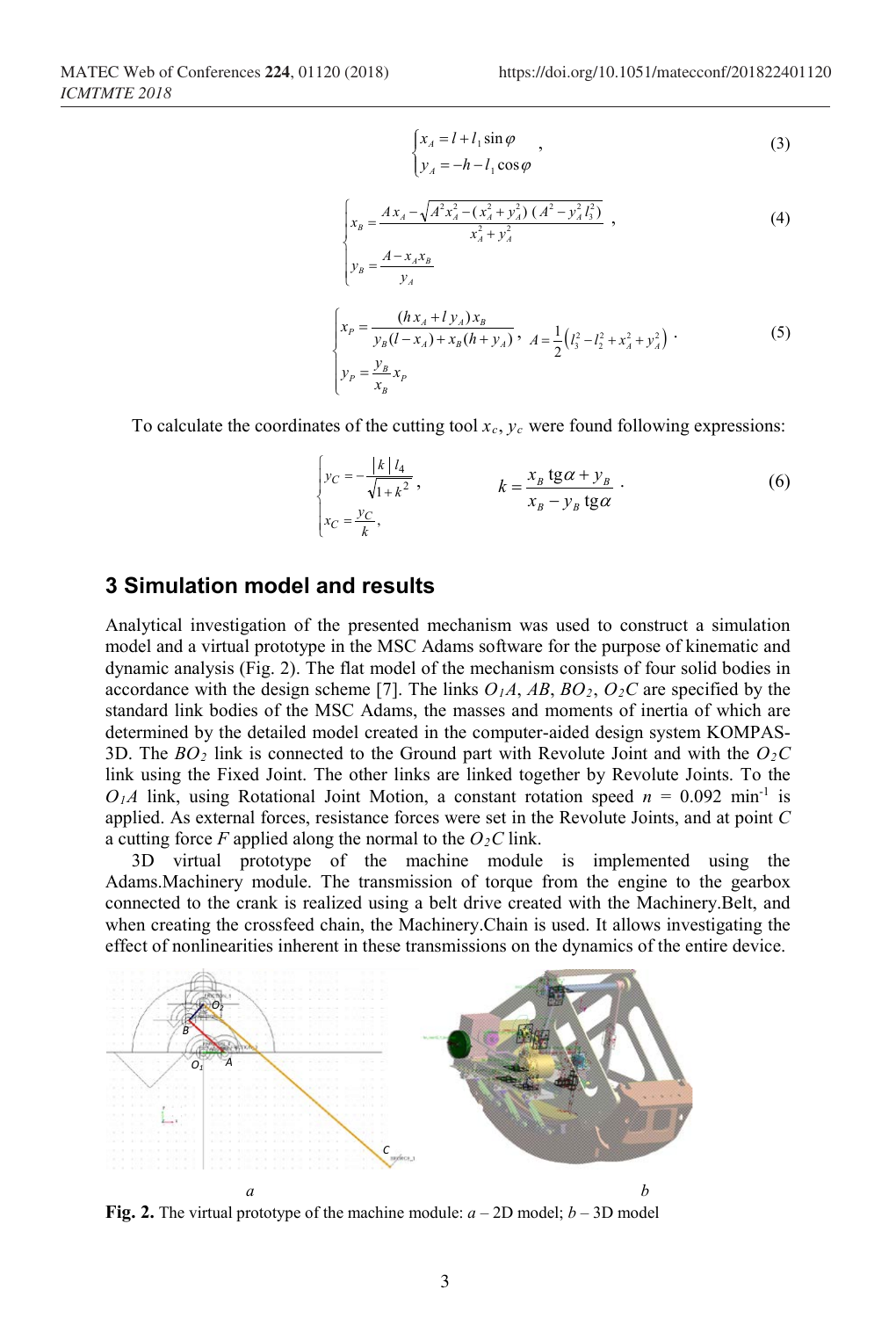$$\begin{cases} x_A = l + l_1 \sin\varphi \\ y_A = -h - l_1 \cos\varphi \end{cases}, \tag{3}$$

$$\begin{cases} x_B = \dfrac{A x_A - \sqrt{A^2 x_A^2 - (x_A^2 + y_A^2)\,(A^2 - y_A^2 l_3^2)}}{x_A^2 + y_A^2} \\ y_B = \dfrac{A - x_A x_B}{y_A} \end{cases}, \tag{4}$$

$$\begin{cases} x_P = \dfrac{(h x_A + l\, y_A) x_B}{y_B (l - x_A) + x_B (h + y_A)} \\ y_P = \dfrac{y_B}{x_B} x_P \end{cases}, \quad A = \frac{1}{2}\left(l_3^2 - l_2^2 + x_A^2 + y_A^2\right). \tag{5}$$

To calculate the coordinates of the cutting tool $x_c$, $y_c$ were found following expressions:

$$\begin{cases} y_C = -\dfrac{|k|\, l_4}{\sqrt{1 + k^2}}, \\ x_C = \dfrac{y_C}{k}, \end{cases} \qquad k = \frac{x_B \operatorname{tg}\alpha + y_B}{x_B - y_B \operatorname{tg}\alpha}. \tag{6}$$

## 3 Simulation model and results

Analytical investigation of the presented mechanism was used to construct a simulation model and a virtual prototype in the MSC Adams software for the purpose of kinematic and dynamic analysis (Fig. 2). The flat model of the mechanism consists of four solid bodies in accordance with the design scheme [7]. The links $O_1A$, $AB$, $BO_2$, $O_2C$ are specified by the standard link bodies of the MSC Adams, the masses and moments of inertia of which are determined by the detailed model created in the computer-aided design system KOMPAS-3D. The $BO_2$ link is connected to the Ground part with Revolute Joint and with the $O_2C$ link using the Fixed Joint. The other links are linked together by Revolute Joints. To the $O_1A$ link, using Rotational Joint Motion, a constant rotation speed $n$ = 0.092 min$^{-1}$ is applied. As external forces, resistance forces were set in the Revolute Joints, and at point $C$ a cutting force $F$ applied along the normal to the $O_2C$ link.

3D virtual prototype of the machine module is implemented using the Adams.Machinery module. The transmission of torque from the engine to the gearbox connected to the crank is realized using a belt drive created with the Machinery.Belt, and when creating the crossfeed chain, the Machinery.Chain is used. It allows investigating the effect of nonlinearities inherent in these transmissions on the dynamics of the entire device.

**Fig. 2.** The virtual prototype of the machine module: *a* – 2D model; *b* – 3D model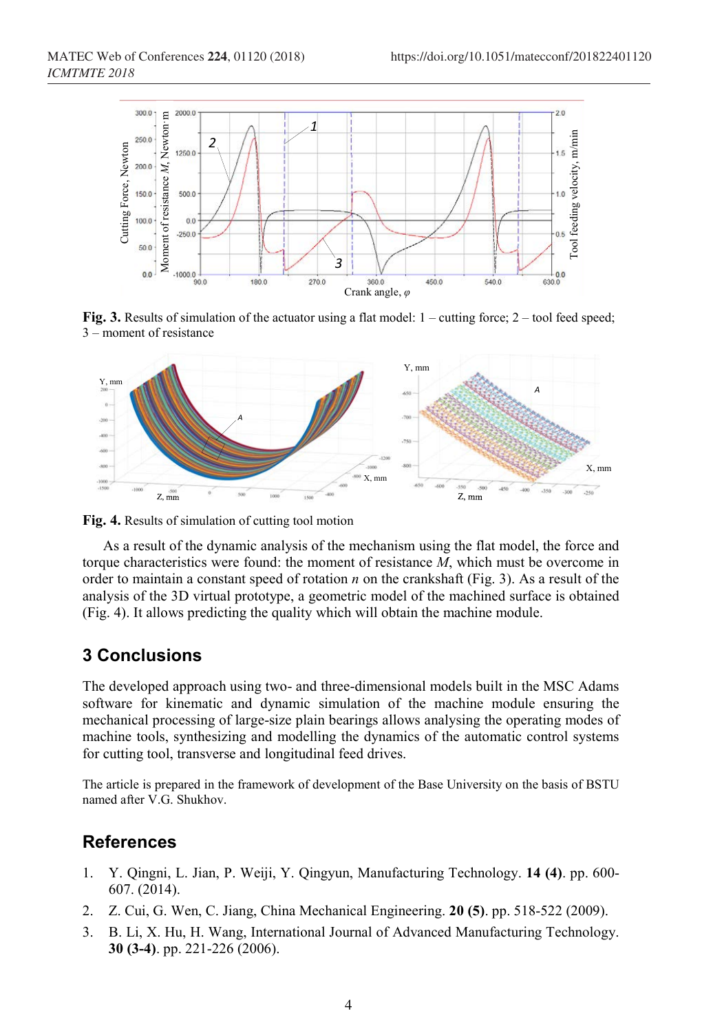**Fig. 3.** Results of simulation of the actuator using a flat model: 1 – cutting force; 2 – tool feed speed; 3 – moment of resistance

**Fig. 4.** Results of simulation of cutting tool motion

As a result of the dynamic analysis of the mechanism using the flat model, the force and torque characteristics were found: the moment of resistance $M$, which must be overcome in order to maintain a constant speed of rotation $n$ on the crankshaft (Fig. 3). As a result of the analysis of the 3D virtual prototype, a geometric model of the machined surface is obtained (Fig. 4). It allows predicting the quality which will obtain the machine module.

## 3 Conclusions

The developed approach using two- and three-dimensional models built in the MSC Adams software for kinematic and dynamic simulation of the machine module ensuring the mechanical processing of large-size plain bearings allows analysing the operating modes of machine tools, synthesizing and modelling the dynamics of the automatic control systems for cutting tool, transverse and longitudinal feed drives.

The article is prepared in the framework of development of the Base University on the basis of BSTU named after V.G. Shukhov.

## References

1. Y. Qingni, L. Jian, P. Weiji, Y. Qingyun, Manufacturing Technology. **14 (4)**. pp. 600-607. (2014).
2. Z. Cui, G. Wen, C. Jiang, China Mechanical Engineering. **20 (5)**. pp. 518-522 (2009).
3. B. Li, X. Hu, H. Wang, International Journal of Advanced Manufacturing Technology. **30 (3-4)**. pp. 221-226 (2006).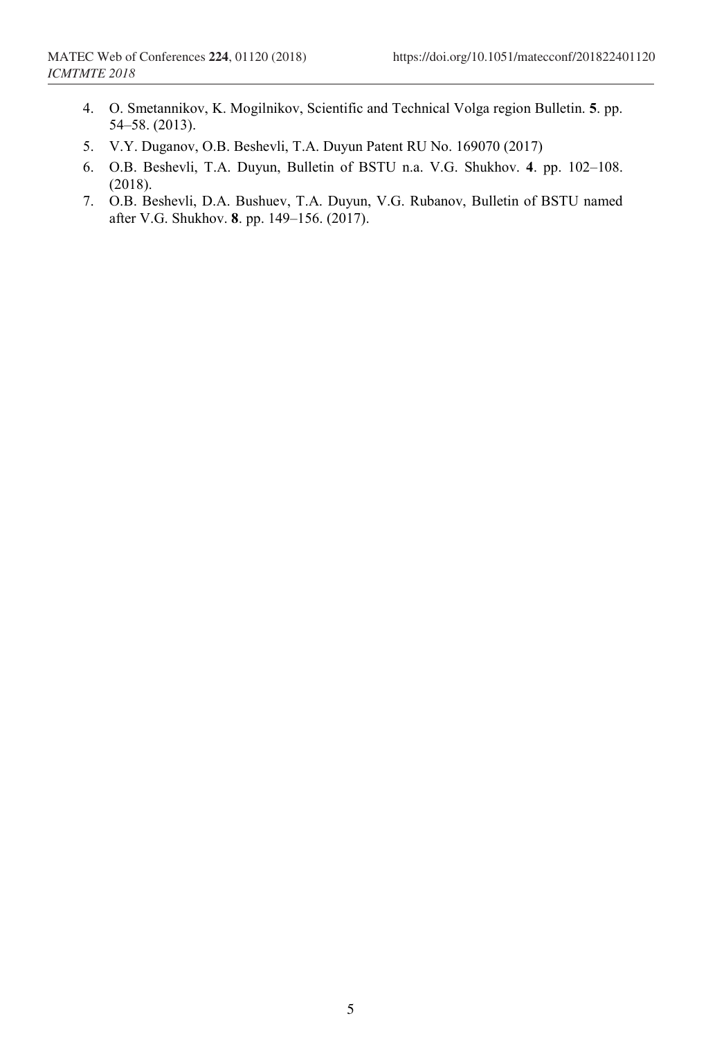4. O. Smetannikov, K. Mogilnikov, Scientific and Technical Volga region Bulletin. **5**. pp. 54–58. (2013).
5. V.Y. Duganov, O.B. Beshevli, T.A. Duyun Patent RU No. 169070 (2017)
6. O.B. Beshevli, T.A. Duyun, Bulletin of BSTU n.a. V.G. Shukhov. **4**. pp. 102–108. (2018).
7. O.B. Beshevli, D.A. Bushuev, T.A. Duyun, V.G. Rubanov, Bulletin of BSTU named after V.G. Shukhov. **8**. pp. 149–156. (2017).